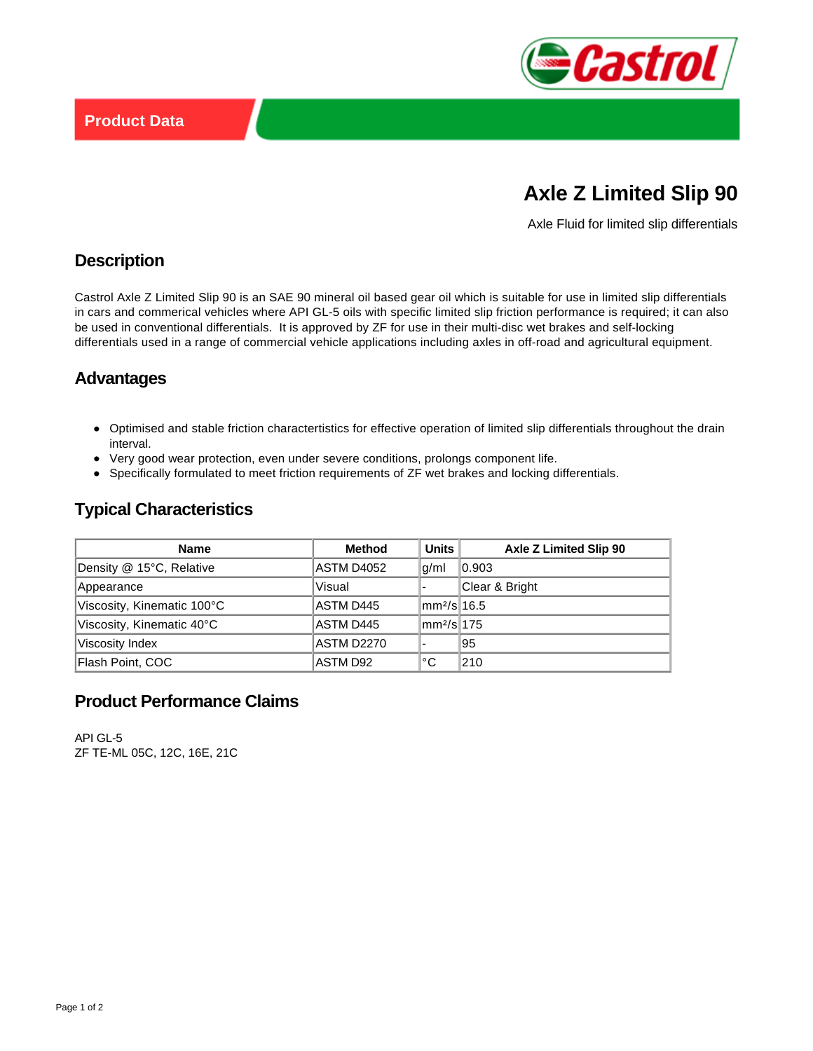Product Data

# Axle Z Limited Slip 90

Axle Fluid for limited slip differentials

## Description

Castrol Axle Z Limited Slip 90 is an SAE 90 mineral oil based gear oil which is suitable for use in limited slip differentials in cars and commerical vehicles where API GL-5 oils with specific limited slip friction performance is required; it can also be used in conventional differentials. It is approved by ZF for use in their multi-disc wet brakes and self-locking differentials used in a range of commercial vehicle applications including axles in off-road and agricultural equipment.

## Advantages

- Optimised and stable friction charactertistics for effective operation of limited slip differentials throughout the drain interval.
- Very good wear protection, even under severe conditions, prolongs component life.
- Specifically formulated to meet friction requirements of ZF wet brakes and locking differentials.

## Typical Characteristics

| Name | Method | Units | Axle Z Limited Slip 90 |
|---|---|---|---|
| Density @ 15°C, Relative | ASTM D4052 | g/ml | 0.903 |
| Appearance | Visual | - | Clear & Bright |
| Viscosity, Kinematic 100°C | ASTM D445 | $mm^2/s$ | 16.5 |
| Viscosity, Kinematic 40°C | ASTM D445 | $mm^2/s$ | 175 |
| Viscosity Index | ASTM D2270 | - | 95 |
| Flash Point, COC | ASTM D92 | °C | 210 |

## Product Performance Claims

API GL-5
ZF TE-ML 05C, 12C, 16E, 21C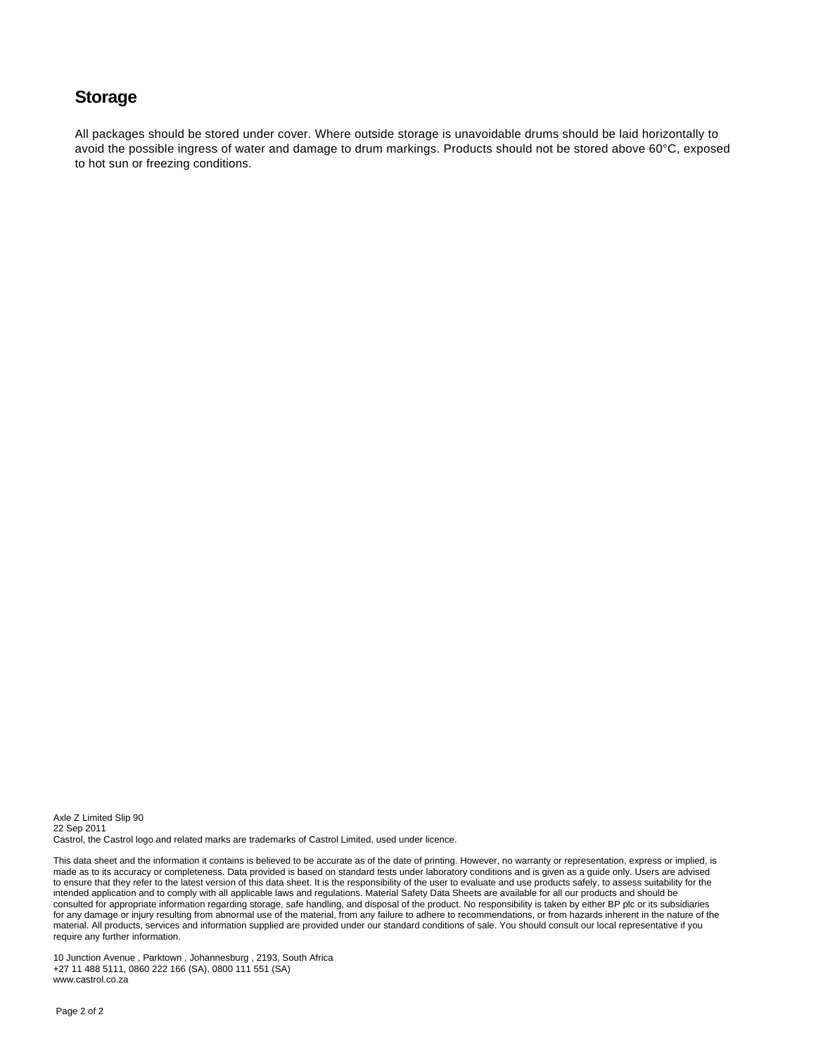## Storage

All packages should be stored under cover. Where outside storage is unavoidable drums should be laid horizontally to avoid the possible ingress of water and damage to drum markings. Products should not be stored above 60°C, exposed to hot sun or freezing conditions.

Axle Z Limited Slip 90
22 Sep 2011
Castrol, the Castrol logo and related marks are trademarks of Castrol Limited, used under licence.

This data sheet and the information it contains is believed to be accurate as of the date of printing. However, no warranty or representation, express or implied, is made as to its accuracy or completeness. Data provided is based on standard tests under laboratory conditions and is given as a guide only. Users are advised to ensure that they refer to the latest version of this data sheet. It is the responsibility of the user to evaluate and use products safely, to assess suitability for the intended application and to comply with all applicable laws and regulations. Material Safety Data Sheets are available for all our products and should be consulted for appropriate information regarding storage, safe handling, and disposal of the product. No responsibility is taken by either BP plc or its subsidiaries for any damage or injury resulting from abnormal use of the material, from any failure to adhere to recommendations, or from hazards inherent in the nature of the material. All products, services and information supplied are provided under our standard conditions of sale. You should consult our local representative if you require any further information.

10 Junction Avenue , Parktown , Johannesburg , 2193, South Africa
+27 11 488 5111, 0860 222 166 (SA), 0800 111 551 (SA)
www.castrol.co.za